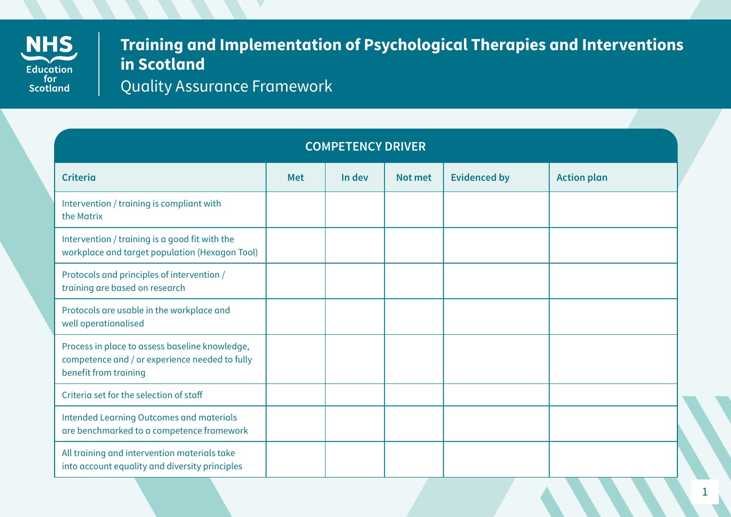NHS Education for Scotland

# Training and Implementation of Psychological Therapies and Interventions in Scotland

## Quality Assurance Framework

### COMPETENCY DRIVER

| Criteria | Met | In dev | Not met | Evidenced by | Action plan |
|---|---|---|---|---|---|
| Intervention / training is compliant with the Matrix | | | | | |
| Intervention / training is a good fit with the workplace and target population (Hexagon Tool) | | | | | |
| Protocols and principles of intervention / training are based on research | | | | | |
| Protocols are usable in the workplace and well operationalised | | | | | |
| Process in place to assess baseline knowledge, competence and / or experience needed to fully benefit from training | | | | | |
| Criteria set for the selection of staff | | | | | |
| Intended Learning Outcomes and materials are benchmarked to a competence framework | | | | | |
| All training and intervention materials take into account equality and diversity principles | | | | | |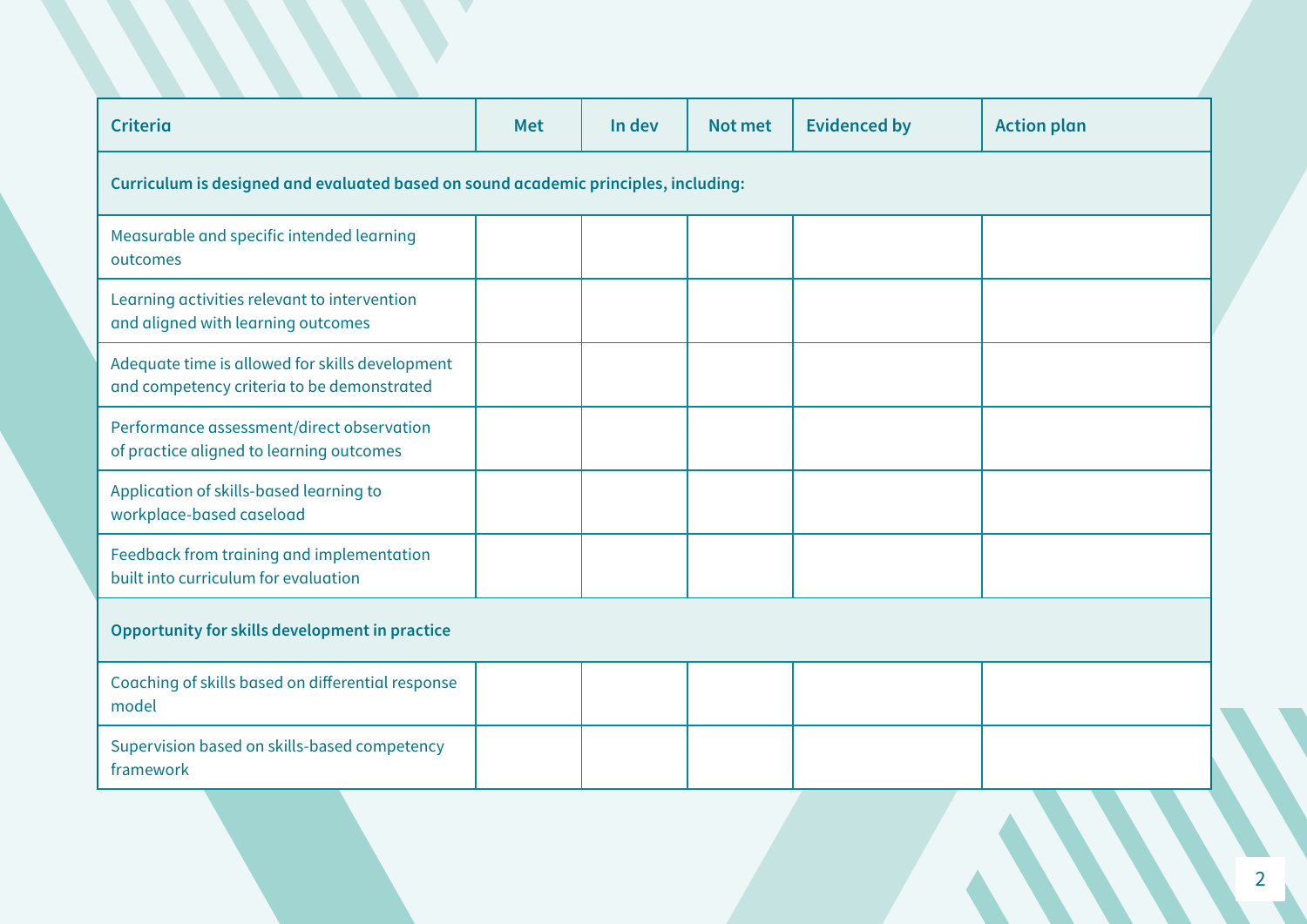| Criteria | Met | In dev | Not met | Evidenced by | Action plan |
|---|---|---|---|---|---|
| **Curriculum is designed and evaluated based on sound academic principles, including:** | | | | | |
| Measurable and specific intended learning outcomes | | | | | |
| Learning activities relevant to intervention and aligned with learning outcomes | | | | | |
| Adequate time is allowed for skills development and competency criteria to be demonstrated | | | | | |
| Performance assessment/direct observation of practice aligned to learning outcomes | | | | | |
| Application of skills-based learning to workplace-based caseload | | | | | |
| Feedback from training and implementation built into curriculum for evaluation | | | | | |
| **Opportunity for skills development in practice** | | | | | |
| Coaching of skills based on differential response model | | | | | |
| Supervision based on skills-based competency framework | | | | | |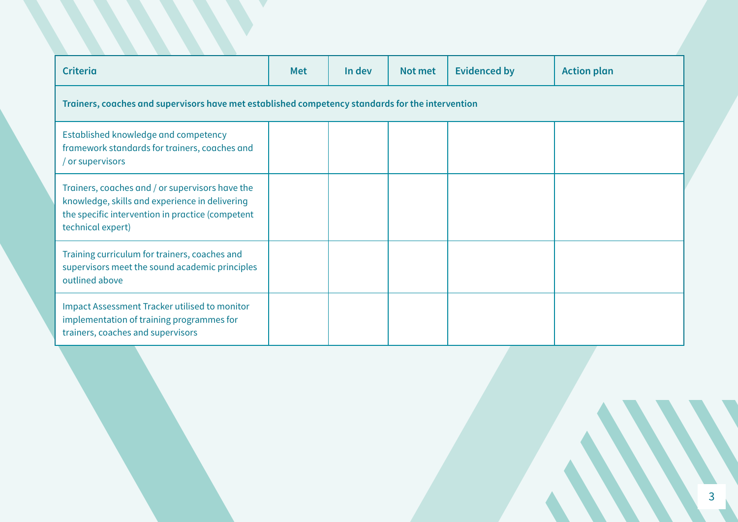| Criteria | Met | In dev | Not met | Evidenced by | Action plan |
|---|---|---|---|---|---|
| **Trainers, coaches and supervisors have met established competency standards for the intervention** | | | | | |
| Established knowledge and competency framework standards for trainers, coaches and / or supervisors | | | | | |
| Trainers, coaches and / or supervisors have the knowledge, skills and experience in delivering the specific intervention in practice (competent technical expert) | | | | | |
| Training curriculum for trainers, coaches and supervisors meet the sound academic principles outlined above | | | | | |
| Impact Assessment Tracker utilised to monitor implementation of training programmes for trainers, coaches and supervisors | | | | | |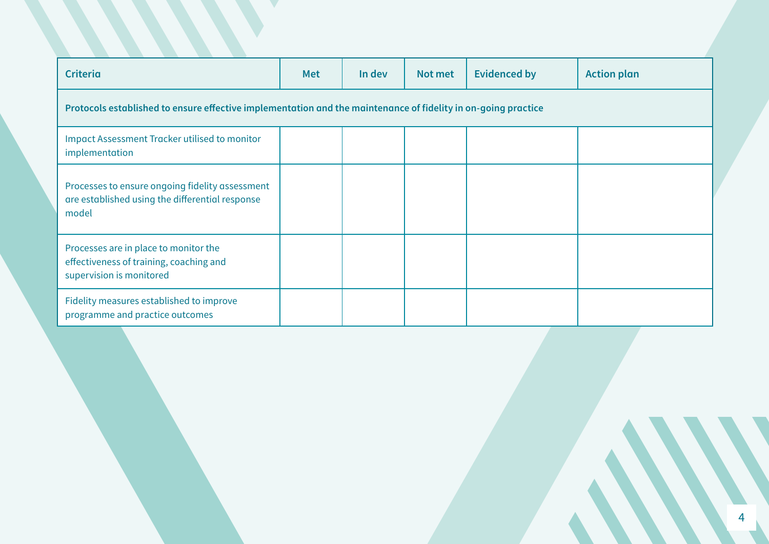| Criteria | Met | In dev | Not met | Evidenced by | Action plan |
|---|---|---|---|---|---|
| **Protocols established to ensure effective implementation and the maintenance of fidelity in on-going practice** | | | | | |
| Impact Assessment Tracker utilised to monitor implementation | | | | | |
| Processes to ensure ongoing fidelity assessment are established using the differential response model | | | | | |
| Processes are in place to monitor the effectiveness of training, coaching and supervision is monitored | | | | | |
| Fidelity measures established to improve programme and practice outcomes | | | | | |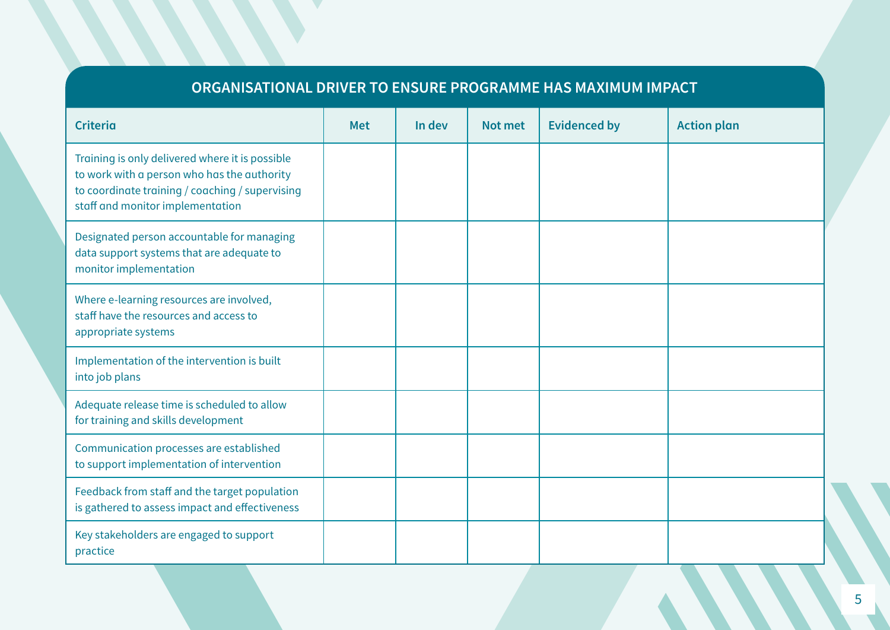## ORGANISATIONAL DRIVER TO ENSURE PROGRAMME HAS MAXIMUM IMPACT

| Criteria | Met | In dev | Not met | Evidenced by | Action plan |
|---|---|---|---|---|---|
| Training is only delivered where it is possible to work with a person who has the authority to coordinate training / coaching / supervising staff and monitor implementation | | | | | |
| Designated person accountable for managing data support systems that are adequate to monitor implementation | | | | | |
| Where e-learning resources are involved, staff have the resources and access to appropriate systems | | | | | |
| Implementation of the intervention is built into job plans | | | | | |
| Adequate release time is scheduled to allow for training and skills development | | | | | |
| Communication processes are established to support implementation of intervention | | | | | |
| Feedback from staff and the target population is gathered to assess impact and effectiveness | | | | | |
| Key stakeholders are engaged to support practice | | | | | |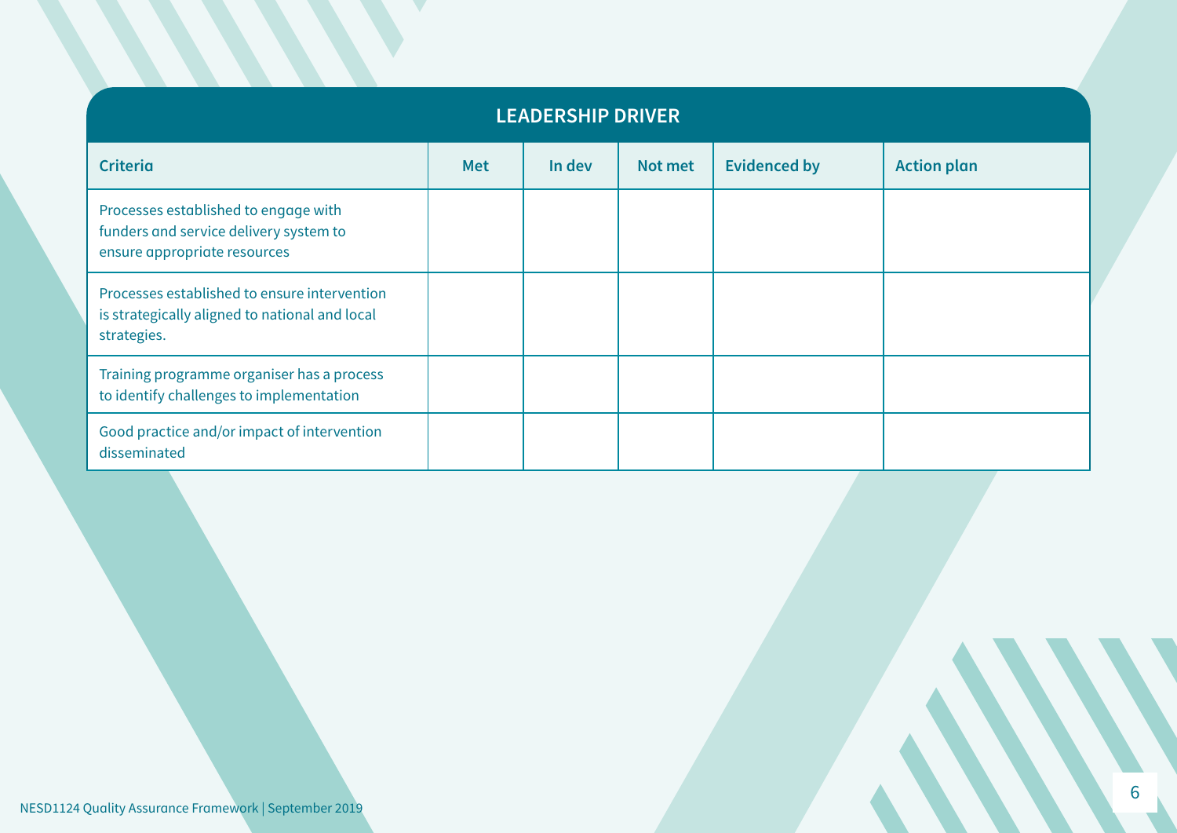## LEADERSHIP DRIVER

| Criteria | Met | In dev | Not met | Evidenced by | Action plan |
|---|---|---|---|---|---|
| Processes established to engage with funders and service delivery system to ensure appropriate resources | | | | | |
| Processes established to ensure intervention is strategically aligned to national and local strategies. | | | | | |
| Training programme organiser has a process to identify challenges to implementation | | | | | |
| Good practice and/or impact of intervention disseminated | | | | | |